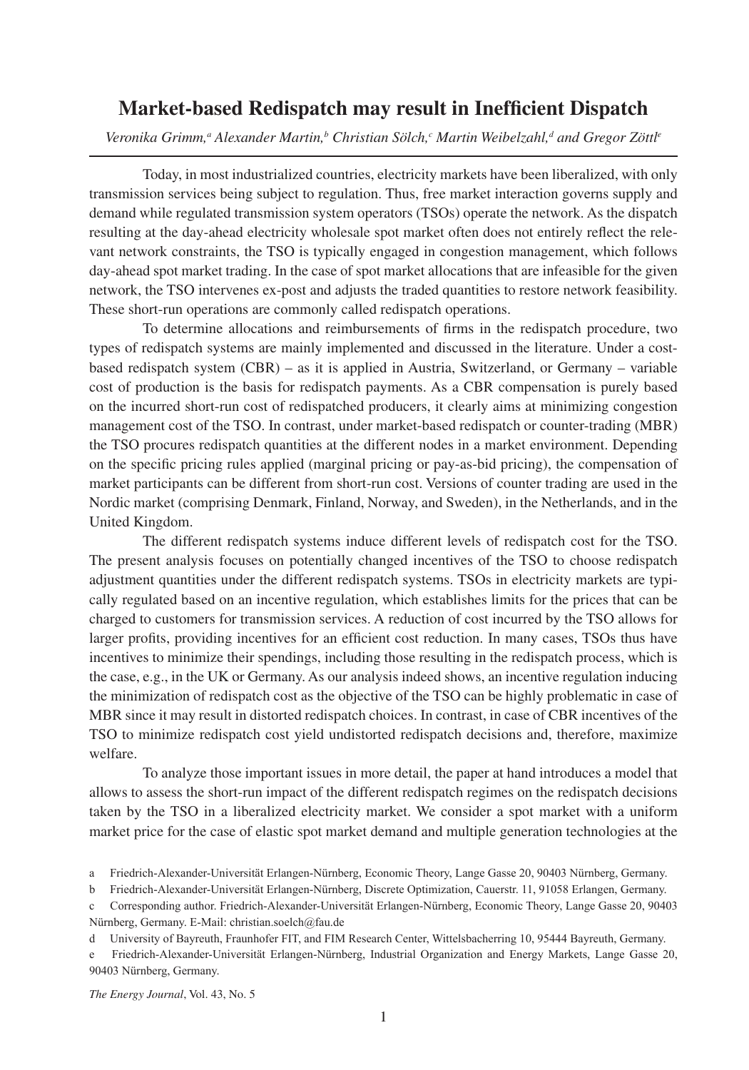# Market-based Redispatch may result in Inefficient Dispatch

*Veronika Grimm,[a] Alexander Martin,[b] Christian Sölch,[c] Martin Weibelzahl,[d] and Gregor Zöttl[e]*

Today, in most industrialized countries, electricity markets have been liberalized, with only transmission services being subject to regulation. Thus, free market interaction governs supply and demand while regulated transmission system operators (TSOs) operate the network. As the dispatch resulting at the day-ahead electricity wholesale spot market often does not entirely reflect the relevant network constraints, the TSO is typically engaged in congestion management, which follows day-ahead spot market trading. In the case of spot market allocations that are infeasible for the given network, the TSO intervenes ex-post and adjusts the traded quantities to restore network feasibility. These short-run operations are commonly called redispatch operations.

To determine allocations and reimbursements of firms in the redispatch procedure, two types of redispatch systems are mainly implemented and discussed in the literature. Under a cost-based redispatch system (CBR) – as it is applied in Austria, Switzerland, or Germany – variable cost of production is the basis for redispatch payments. As a CBR compensation is purely based on the incurred short-run cost of redispatched producers, it clearly aims at minimizing congestion management cost of the TSO. In contrast, under market-based redispatch or counter-trading (MBR) the TSO procures redispatch quantities at the different nodes in a market environment. Depending on the specific pricing rules applied (marginal pricing or pay-as-bid pricing), the compensation of market participants can be different from short-run cost. Versions of counter trading are used in the Nordic market (comprising Denmark, Finland, Norway, and Sweden), in the Netherlands, and in the United Kingdom.

The different redispatch systems induce different levels of redispatch cost for the TSO. The present analysis focuses on potentially changed incentives of the TSO to choose redispatch adjustment quantities under the different redispatch systems. TSOs in electricity markets are typically regulated based on an incentive regulation, which establishes limits for the prices that can be charged to customers for transmission services. A reduction of cost incurred by the TSO allows for larger profits, providing incentives for an efficient cost reduction. In many cases, TSOs thus have incentives to minimize their spendings, including those resulting in the redispatch process, which is the case, e.g., in the UK or Germany. As our analysis indeed shows, an incentive regulation inducing the minimization of redispatch cost as the objective of the TSO can be highly problematic in case of MBR since it may result in distorted redispatch choices. In contrast, in case of CBR incentives of the TSO to minimize redispatch cost yield undistorted redispatch decisions and, therefore, maximize welfare.

To analyze those important issues in more detail, the paper at hand introduces a model that allows to assess the short-run impact of the different redispatch regimes on the redispatch decisions taken by the TSO in a liberalized electricity market. We consider a spot market with a uniform market price for the case of elastic spot market demand and multiple generation technologies at the

---

a Friedrich-Alexander-Universität Erlangen-Nürnberg, Economic Theory, Lange Gasse 20, 90403 Nürnberg, Germany.

b Friedrich-Alexander-Universität Erlangen-Nürnberg, Discrete Optimization, Cauerstr. 11, 91058 Erlangen, Germany.

c Corresponding author. Friedrich-Alexander-Universität Erlangen-Nürnberg, Economic Theory, Lange Gasse 20, 90403 Nürnberg, Germany. E-Mail: christian.soelch@fau.de

d University of Bayreuth, Fraunhofer FIT, and FIM Research Center, Wittelsbacherring 10, 95444 Bayreuth, Germany.

e Friedrich-Alexander-Universität Erlangen-Nürnberg, Industrial Organization and Energy Markets, Lange Gasse 20, 90403 Nürnberg, Germany.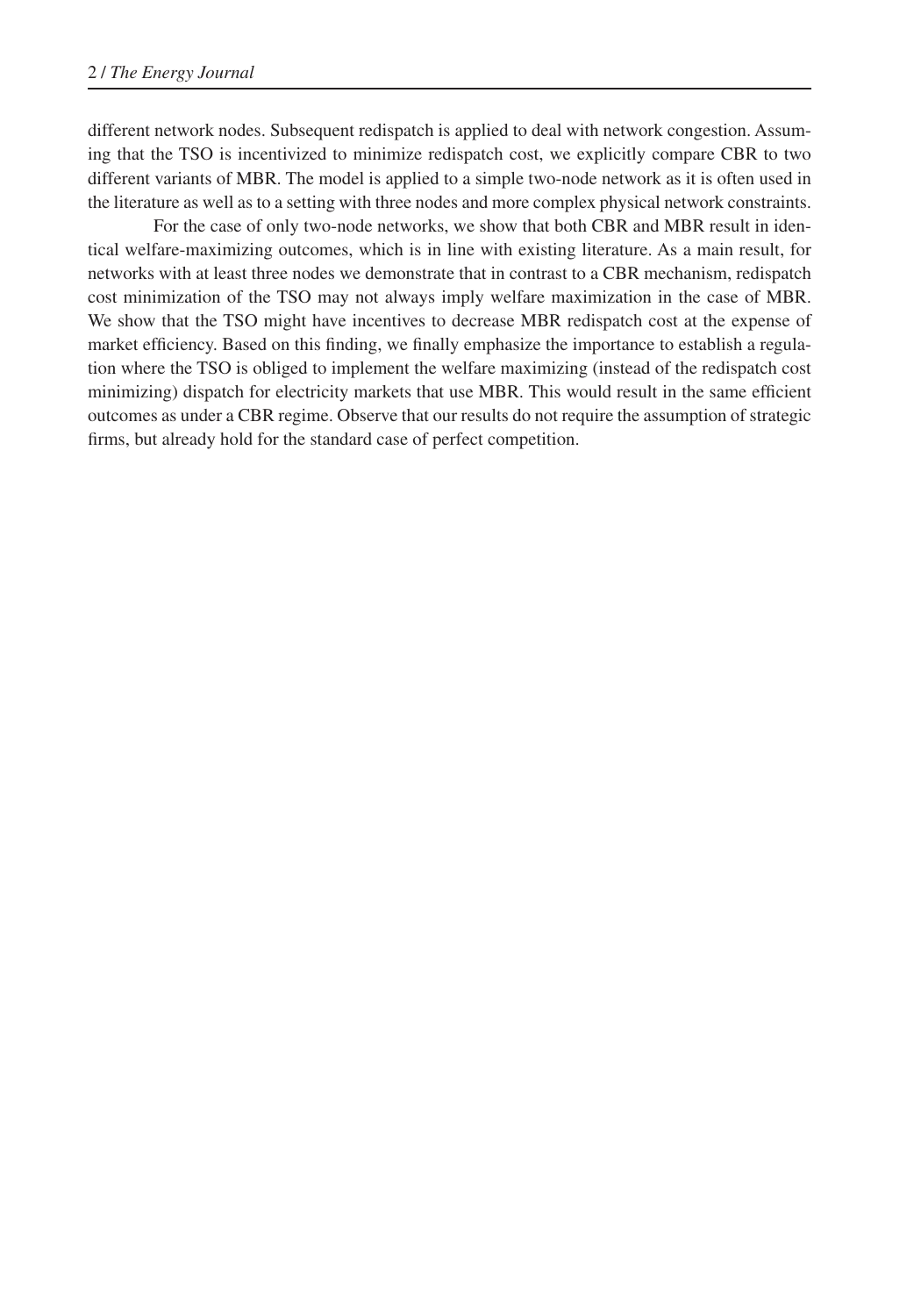different network nodes. Subsequent redispatch is applied to deal with network congestion. Assuming that the TSO is incentivized to minimize redispatch cost, we explicitly compare CBR to two different variants of MBR. The model is applied to a simple two-node network as it is often used in the literature as well as to a setting with three nodes and more complex physical network constraints.

For the case of only two-node networks, we show that both CBR and MBR result in identical welfare-maximizing outcomes, which is in line with existing literature. As a main result, for networks with at least three nodes we demonstrate that in contrast to a CBR mechanism, redispatch cost minimization of the TSO may not always imply welfare maximization in the case of MBR. We show that the TSO might have incentives to decrease MBR redispatch cost at the expense of market efficiency. Based on this finding, we finally emphasize the importance to establish a regulation where the TSO is obliged to implement the welfare maximizing (instead of the redispatch cost minimizing) dispatch for electricity markets that use MBR. This would result in the same efficient outcomes as under a CBR regime. Observe that our results do not require the assumption of strategic firms, but already hold for the standard case of perfect competition.